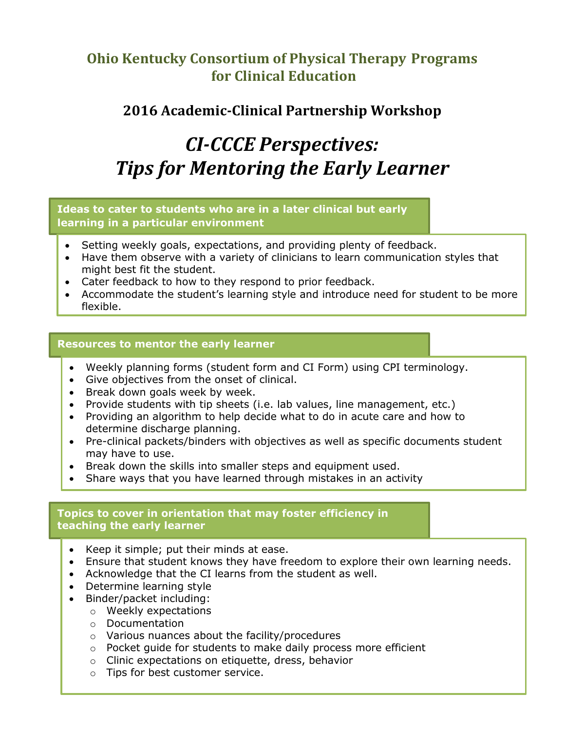# Ohio Kentucky Consortium of Physical Therapy Programs for Clinical Education

## 2016 Academic-Clinical Partnership Workshop

# *CI-CCCE Perspectives: Tips for Mentoring the Early Learner*

### Ideas to cater to students who are in a later clinical but early learning in a particular environment

- Setting weekly goals, expectations, and providing plenty of feedback.
- Have them observe with a variety of clinicians to learn communication styles that might best fit the student.
- Cater feedback to how to they respond to prior feedback.
- Accommodate the student's learning style and introduce need for student to be more flexible.

### Resources to mentor the early learner

- Weekly planning forms (student form and CI Form) using CPI terminology.
- Give objectives from the onset of clinical.
- Break down goals week by week.
- Provide students with tip sheets (i.e. lab values, line management, etc.)
- Providing an algorithm to help decide what to do in acute care and how to determine discharge planning.
- Pre-clinical packets/binders with objectives as well as specific documents student may have to use.
- Break down the skills into smaller steps and equipment used.
- Share ways that you have learned through mistakes in an activity

### Topics to cover in orientation that may foster efficiency in teaching the early learner

- Keep it simple; put their minds at ease.
- Ensure that student knows they have freedom to explore their own learning needs.
- Acknowledge that the CI learns from the student as well.
- Determine learning style
- Binder/packet including:
  - Weekly expectations
  - Documentation
  - Various nuances about the facility/procedures
  - Pocket guide for students to make daily process more efficient
  - Clinic expectations on etiquette, dress, behavior
  - Tips for best customer service.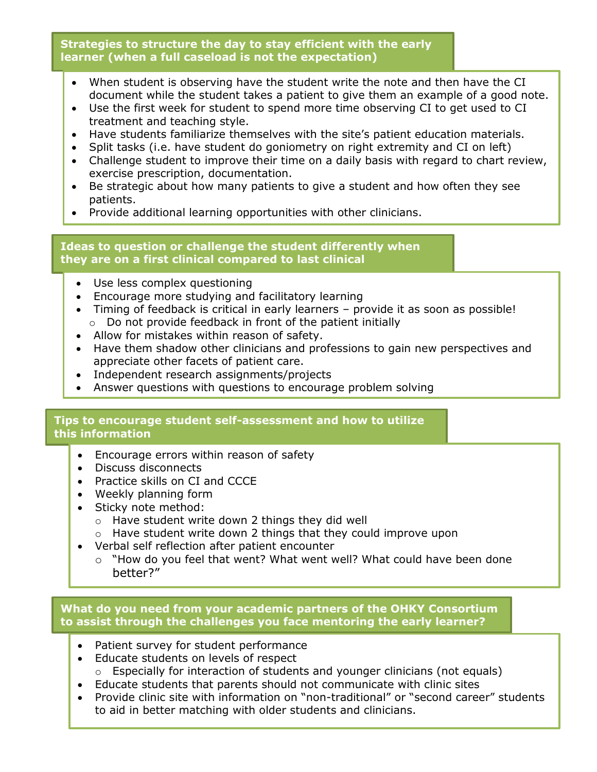## Strategies to structure the day to stay efficient with the early learner (when a full caseload is not the expectation)

- When student is observing have the student write the note and then have the CI document while the student takes a patient to give them an example of a good note.
- Use the first week for student to spend more time observing CI to get used to CI treatment and teaching style.
- Have students familiarize themselves with the site's patient education materials.
- Split tasks (i.e. have student do goniometry on right extremity and CI on left)
- Challenge student to improve their time on a daily basis with regard to chart review, exercise prescription, documentation.
- Be strategic about how many patients to give a student and how often they see patients.
- Provide additional learning opportunities with other clinicians.

## Ideas to question or challenge the student differently when they are on a first clinical compared to last clinical

- Use less complex questioning
- Encourage more studying and facilitatory learning
- Timing of feedback is critical in early learners – provide it as soon as possible!
  - Do not provide feedback in front of the patient initially
- Allow for mistakes within reason of safety.
- Have them shadow other clinicians and professions to gain new perspectives and appreciate other facets of patient care.
- Independent research assignments/projects
- Answer questions with questions to encourage problem solving

## Tips to encourage student self-assessment and how to utilize this information

- Encourage errors within reason of safety
- Discuss disconnects
- Practice skills on CI and CCCE
- Weekly planning form
- Sticky note method:
  - Have student write down 2 things they did well
  - Have student write down 2 things that they could improve upon
- Verbal self reflection after patient encounter
  - "How do you feel that went? What went well? What could have been done better?"

## What do you need from your academic partners of the OHKY Consortium to assist through the challenges you face mentoring the early learner?

- Patient survey for student performance
- Educate students on levels of respect
  - Especially for interaction of students and younger clinicians (not equals)
- Educate students that parents should not communicate with clinic sites
- Provide clinic site with information on "non-traditional" or "second career" students to aid in better matching with older students and clinicians.